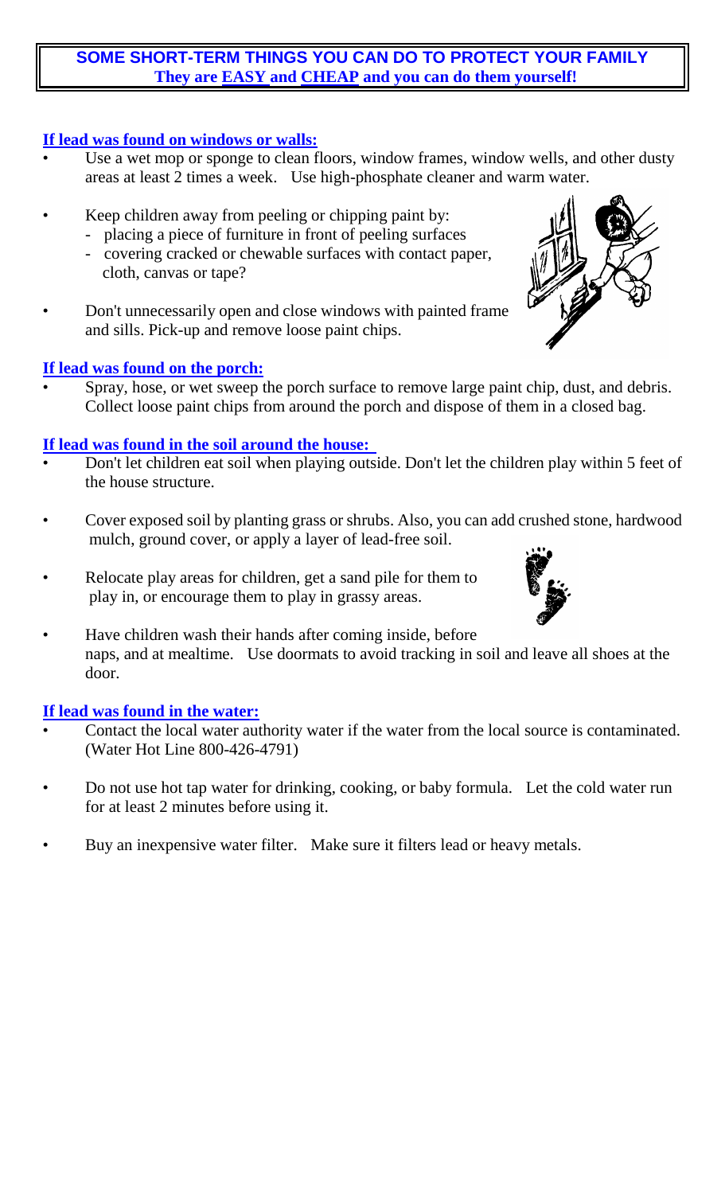**SOME SHORT-TERM THINGS YOU CAN DO TO PROTECT YOUR FAMILY**
**They are EASY and CHEAP and you can do them yourself!**

### If lead was found on windows or walls:

- Use a wet mop or sponge to clean floors, window frames, window wells, and other dusty areas at least 2 times a week. Use high-phosphate cleaner and warm water.
- Keep children away from peeling or chipping paint by:
  - placing a piece of furniture in front of peeling surfaces
  - covering cracked or chewable surfaces with contact paper, cloth, canvas or tape?
- Don't unnecessarily open and close windows with painted frame and sills. Pick-up and remove loose paint chips.

### If lead was found on the porch:

- Spray, hose, or wet sweep the porch surface to remove large paint chip, dust, and debris. Collect loose paint chips from around the porch and dispose of them in a closed bag.

### If lead was found in the soil around the house:

- Don't let children eat soil when playing outside. Don't let the children play within 5 feet of the house structure.
- Cover exposed soil by planting grass or shrubs. Also, you can add crushed stone, hardwood mulch, ground cover, or apply a layer of lead-free soil.
- Relocate play areas for children, get a sand pile for them to play in, or encourage them to play in grassy areas.
- Have children wash their hands after coming inside, before naps, and at mealtime. Use doormats to avoid tracking in soil and leave all shoes at the door.

### If lead was found in the water:

- Contact the local water authority water if the water from the local source is contaminated. (Water Hot Line 800-426-4791)
- Do not use hot tap water for drinking, cooking, or baby formula. Let the cold water run for at least 2 minutes before using it.
- Buy an inexpensive water filter. Make sure it filters lead or heavy metals.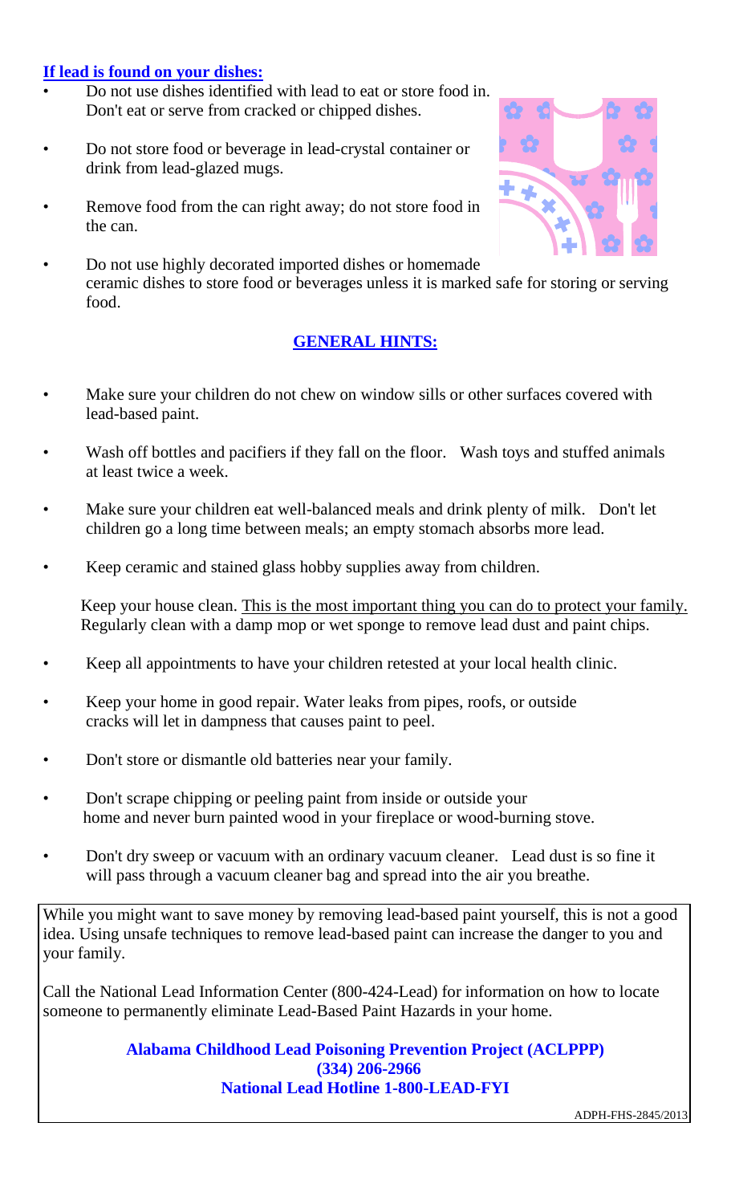## If lead is found on your dishes:

- Do not use dishes identified with lead to eat or store food in. Don't eat or serve from cracked or chipped dishes.
- Do not store food or beverage in lead-crystal container or drink from lead-glazed mugs.
- Remove food from the can right away; do not store food in the can.
- Do not use highly decorated imported dishes or homemade ceramic dishes to store food or beverages unless it is marked safe for storing or serving food.

## GENERAL HINTS:

- Make sure your children do not chew on window sills or other surfaces covered with lead-based paint.
- Wash off bottles and pacifiers if they fall on the floor. Wash toys and stuffed animals at least twice a week.
- Make sure your children eat well-balanced meals and drink plenty of milk. Don't let children go a long time between meals; an empty stomach absorbs more lead.
- Keep ceramic and stained glass hobby supplies away from children.

Keep your house clean. This is the most important thing you can do to protect your family. Regularly clean with a damp mop or wet sponge to remove lead dust and paint chips.

- Keep all appointments to have your children retested at your local health clinic.
- Keep your home in good repair. Water leaks from pipes, roofs, or outside cracks will let in dampness that causes paint to peel.
- Don't store or dismantle old batteries near your family.
- Don't scrape chipping or peeling paint from inside or outside your home and never burn painted wood in your fireplace or wood-burning stove.
- Don't dry sweep or vacuum with an ordinary vacuum cleaner. Lead dust is so fine it will pass through a vacuum cleaner bag and spread into the air you breathe.

While you might want to save money by removing lead-based paint yourself, this is not a good idea. Using unsafe techniques to remove lead-based paint can increase the danger to you and your family.

Call the National Lead Information Center (800-424-Lead) for information on how to locate someone to permanently eliminate Lead-Based Paint Hazards in your home.

**Alabama Childhood Lead Poisoning Prevention Project (ACLPPP)**
**(334) 206-2966**
**National Lead Hotline 1-800-LEAD-FYI**

ADPH-FHS-2845/2013